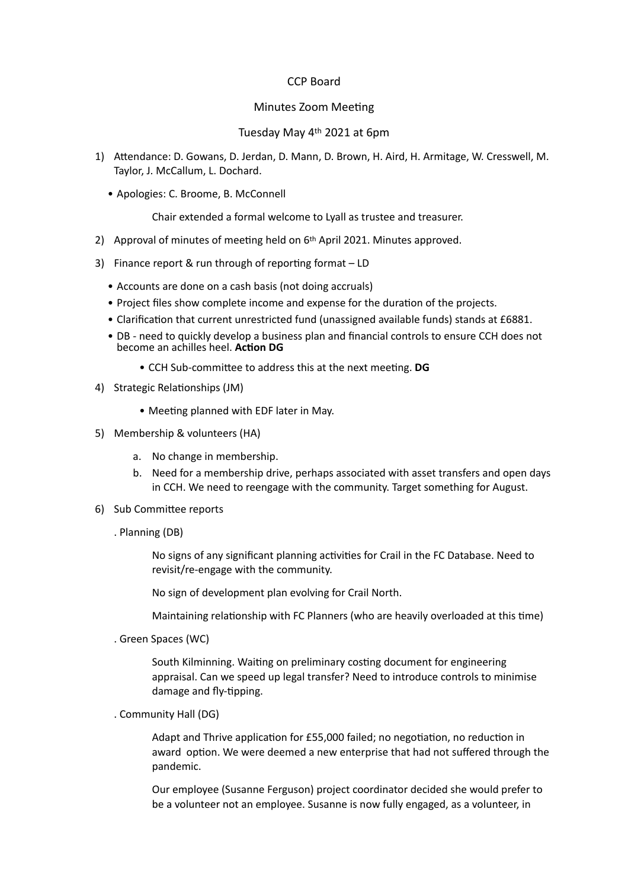CCP Board

Minutes Zoom Meeting

Tuesday May 4th 2021 at 6pm

1) Attendance: D. Gowans, D. Jerdan, D. Mann, D. Brown, H. Aird, H. Armitage, W. Cresswell, M. Taylor, J. McCallum, L. Dochard.

   - Apologies: C. Broome, B. McConnell

   Chair extended a formal welcome to Lyall as trustee and treasurer.

2) Approval of minutes of meeting held on 6th April 2021. Minutes approved.

3) Finance report & run through of reporting format – LD

   - Accounts are done on a cash basis (not doing accruals)
   - Project files show complete income and expense for the duration of the projects.
   - Clarification that current unrestricted fund (unassigned available funds) stands at £6881.
   - DB - need to quickly develop a business plan and financial controls to ensure CCH does not become an achilles heel. **Action DG**
     - CCH Sub-committee to address this at the next meeting. **DG**

4) Strategic Relationships (JM)

   - Meeting planned with EDF later in May.

5) Membership & volunteers (HA)

   a. No change in membership.
   b. Need for a membership drive, perhaps associated with asset transfers and open days in CCH. We need to reengage with the community. Target something for August.

6) Sub Committee reports

   . Planning (DB)

   No signs of any significant planning activities for Crail in the FC Database. Need to revisit/re-engage with the community.

   No sign of development plan evolving for Crail North.

   Maintaining relationship with FC Planners (who are heavily overloaded at this time)

   . Green Spaces (WC)

   South Kilminning. Waiting on preliminary costing document for engineering appraisal. Can we speed up legal transfer? Need to introduce controls to minimise damage and fly-tipping.

   . Community Hall (DG)

   Adapt and Thrive application for £55,000 failed; no negotiation, no reduction in award option. We were deemed a new enterprise that had not suffered through the pandemic.

   Our employee (Susanne Ferguson) project coordinator decided she would prefer to be a volunteer not an employee. Susanne is now fully engaged, as a volunteer, in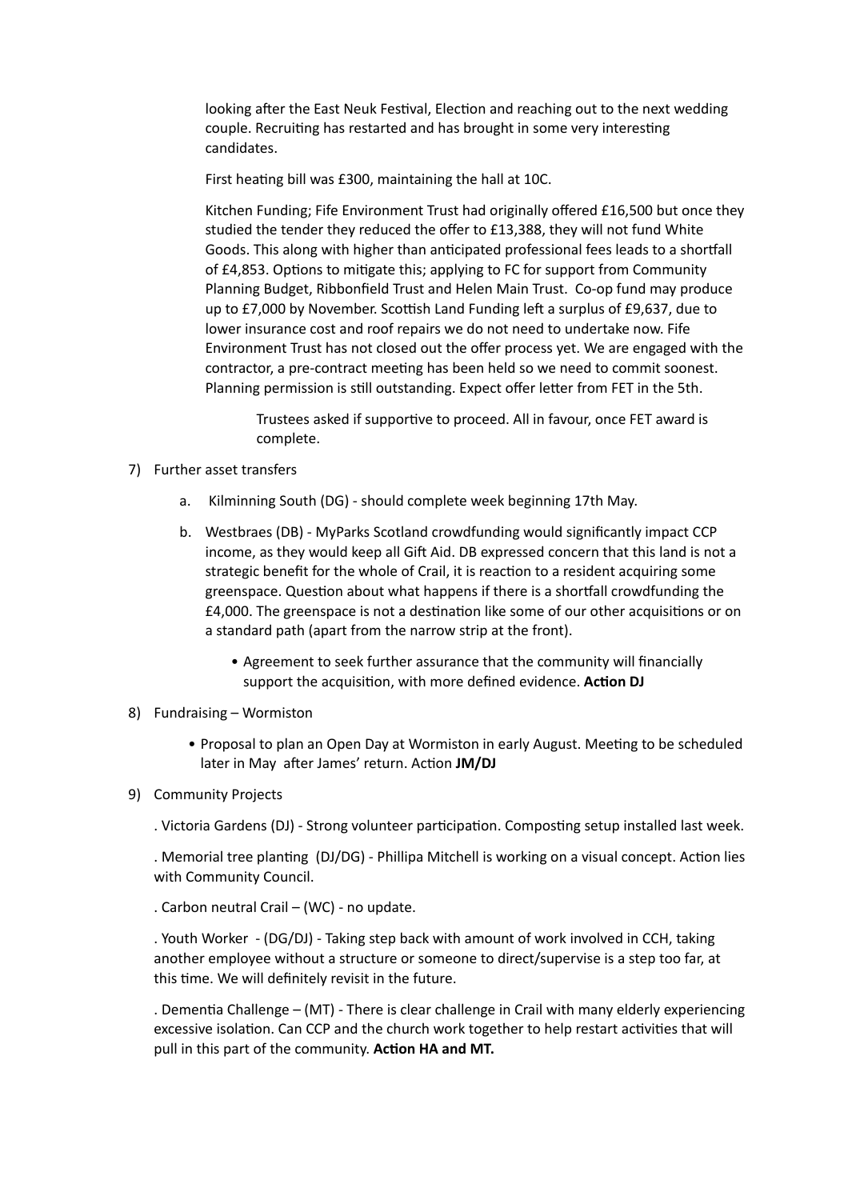looking after the East Neuk Festival, Election and reaching out to the next wedding couple. Recruiting has restarted and has brought in some very interesting candidates.

First heating bill was £300, maintaining the hall at 10C.

Kitchen Funding; Fife Environment Trust had originally offered £16,500 but once they studied the tender they reduced the offer to £13,388, they will not fund White Goods. This along with higher than anticipated professional fees leads to a shortfall of £4,853. Options to mitigate this; applying to FC for support from Community Planning Budget, Ribbonfield Trust and Helen Main Trust. Co-op fund may produce up to £7,000 by November. Scottish Land Funding left a surplus of £9,637, due to lower insurance cost and roof repairs we do not need to undertake now. Fife Environment Trust has not closed out the offer process yet. We are engaged with the contractor, a pre-contract meeting has been held so we need to commit soonest. Planning permission is still outstanding. Expect offer letter from FET in the 5th.

> Trustees asked if supportive to proceed. All in favour, once FET award is complete.

7) Further asset transfers

   a. Kilminning South (DG) - should complete week beginning 17th May.

   b. Westbraes (DB) - MyParks Scotland crowdfunding would significantly impact CCP income, as they would keep all Gift Aid. DB expressed concern that this land is not a strategic benefit for the whole of Crail, it is reaction to a resident acquiring some greenspace. Question about what happens if there is a shortfall crowdfunding the £4,000. The greenspace is not a destination like some of our other acquisitions or on a standard path (apart from the narrow strip at the front).

      - Agreement to seek further assurance that the community will financially support the acquisition, with more defined evidence. **Action DJ**

8) Fundraising – Wormiston

   - Proposal to plan an Open Day at Wormiston in early August. Meeting to be scheduled later in May after James' return. Action **JM/DJ**

9) Community Projects

   . Victoria Gardens (DJ) - Strong volunteer participation. Composting setup installed last week.

   . Memorial tree planting (DJ/DG) - Phillipa Mitchell is working on a visual concept. Action lies with Community Council.

   . Carbon neutral Crail – (WC) - no update.

   . Youth Worker - (DG/DJ) - Taking step back with amount of work involved in CCH, taking another employee without a structure or someone to direct/supervise is a step too far, at this time. We will definitely revisit in the future.

   . Dementia Challenge – (MT) - There is clear challenge in Crail with many elderly experiencing excessive isolation. Can CCP and the church work together to help restart activities that will pull in this part of the community. **Action HA and MT.**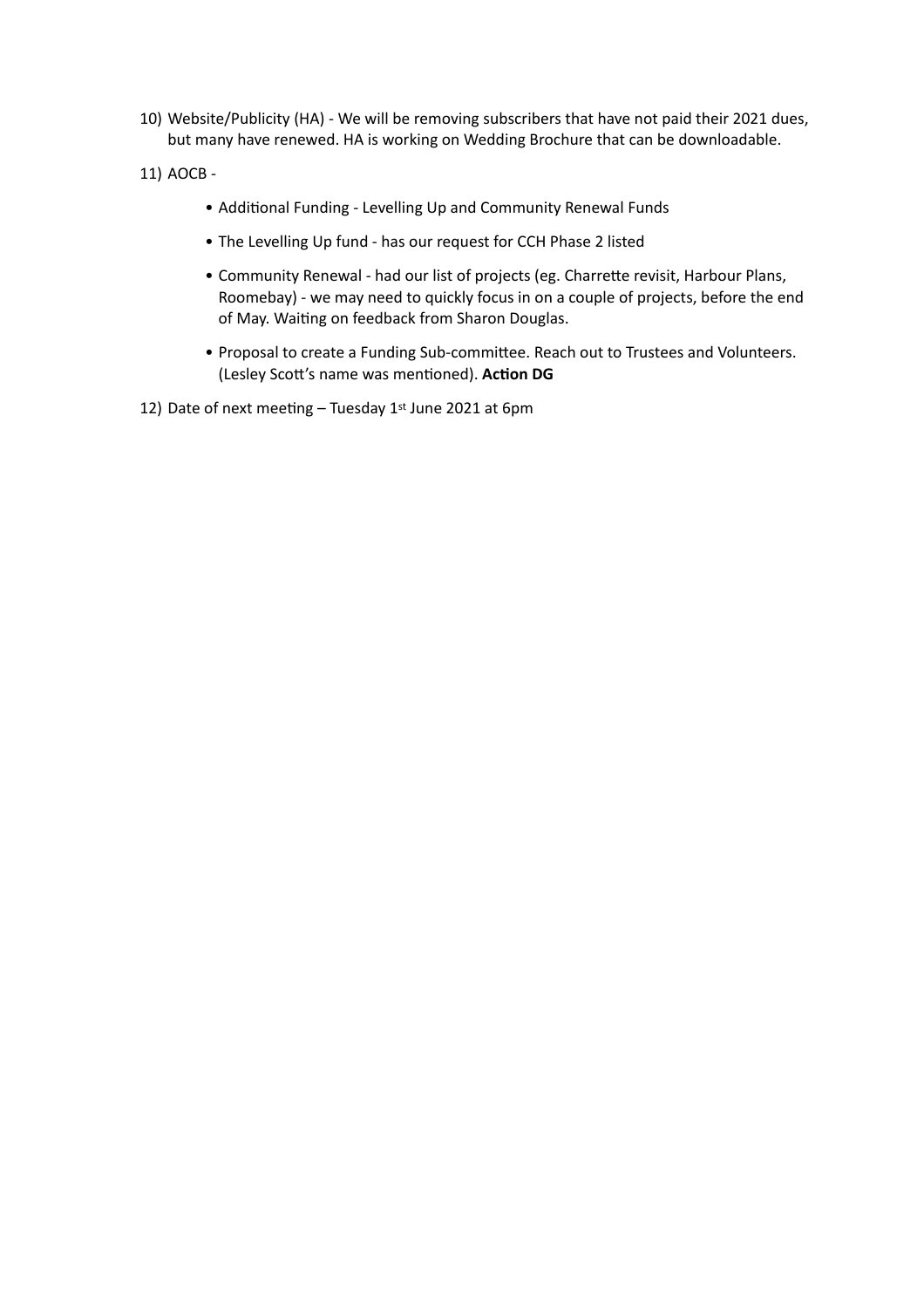10) Website/Publicity (HA) - We will be removing subscribers that have not paid their 2021 dues, but many have renewed. HA is working on Wedding Brochure that can be downloadable.

11) AOCB -

    - Additional Funding - Levelling Up and Community Renewal Funds
    - The Levelling Up fund - has our request for CCH Phase 2 listed
    - Community Renewal - had our list of projects (eg. Charrette revisit, Harbour Plans, Roomebay) - we may need to quickly focus in on a couple of projects, before the end of May. Waiting on feedback from Sharon Douglas.
    - Proposal to create a Funding Sub-committee. Reach out to Trustees and Volunteers. (Lesley Scott's name was mentioned). **Action DG**

12) Date of next meeting – Tuesday 1st June 2021 at 6pm